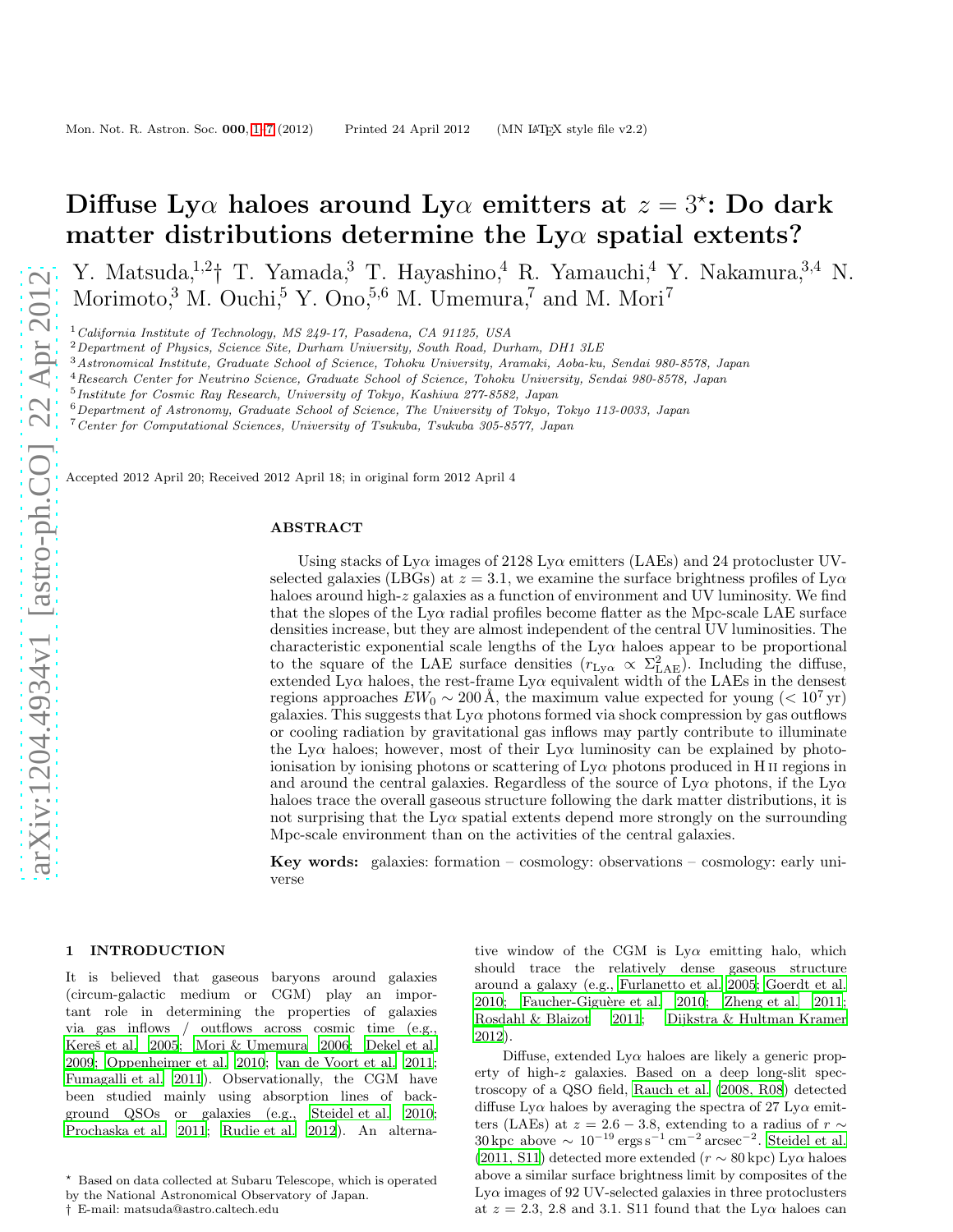# Diffuse Lyα haloes around Lyα emitters at $z = 3$*: Do dark matter distributions determine the Lyα spatial extents?

Y. Matsuda,[1,2]† T. Yamada,[3] T. Hayashino,[4] R. Yamauchi,[4] Y. Nakamura,[3,4] N. Morimoto,[3] M. Ouchi,[5] Y. Ono,[5,6] M. Umemura,[7] and M. Mori[7]

[1] *California Institute of Technology, MS 249-17, Pasadena, CA 91125, USA*
[2] *Department of Physics, Science Site, Durham University, South Road, Durham, DH1 3LE*
[3] *Astronomical Institute, Graduate School of Science, Tohoku University, Aramaki, Aoba-ku, Sendai 980-8578, Japan*
[4] *Research Center for Neutrino Science, Graduate School of Science, Tohoku University, Sendai 980-8578, Japan*
[5] *Institute for Cosmic Ray Research, University of Tokyo, Kashiwa 277-8582, Japan*
[6] *Department of Astronomy, Graduate School of Science, The University of Tokyo, Tokyo 113-0033, Japan*
[7] *Center for Computational Sciences, University of Tsukuba, Tsukuba 305-8577, Japan*

Accepted 2012 April 20; Received 2012 April 18; in original form 2012 April 4

## ABSTRACT

Using stacks of Lyα images of 2128 Lyα emitters (LAEs) and 24 protocluster UV-selected galaxies (LBGs) at $z = 3.1$, we examine the surface brightness profiles of Lyα haloes around high-$z$ galaxies as a function of environment and UV luminosity. We find that the slopes of the Lyα radial profiles become flatter as the Mpc-scale LAE surface densities increase, but they are almost independent of the central UV luminosities. The characteristic exponential scale lengths of the Lyα haloes appear to be proportional to the square of the LAE surface densities ($r_{\mathrm{Ly}\alpha} \propto \Sigma^2_{\mathrm{LAE}}$). Including the diffuse, extended Lyα haloes, the rest-frame Lyα equivalent width of the LAEs in the densest regions approaches $EW_0 \sim 200$ Å, the maximum value expected for young ($< 10^7$ yr) galaxies. This suggests that Lyα photons formed via shock compression by gas outflows or cooling radiation by gravitational gas inflows may partly contribute to illuminate the Lyα haloes; however, most of their Lyα luminosity can be explained by photo-ionisation by ionising photons or scattering of Lyα photons produced in H II regions in and around the central galaxies. Regardless of the source of Lyα photons, if the Lyα haloes trace the overall gaseous structure following the dark matter distributions, it is not surprising that the Lyα spatial extents depend more strongly on the surrounding Mpc-scale environment than on the activities of the central galaxies.

**Key words:** galaxies: formation – cosmology: observations – cosmology: early universe

## 1 INTRODUCTION

It is believed that gaseous baryons around galaxies (circum-galactic medium or CGM) play an important role in determining the properties of galaxies via gas inflows / outflows across cosmic time (e.g., Kereš et al. 2005; Mori & Umemura 2006; Dekel et al. 2009; Oppenheimer et al. 2010; van de Voort et al. 2011; Fumagalli et al. 2011). Observationally, the CGM have been studied mainly using absorption lines of background QSOs or galaxies (e.g., Steidel et al. 2010; Prochaska et al. 2011; Rudie et al. 2012). An alternative window of the CGM is Lyα emitting halo, which should trace the relatively dense gaseous structure around a galaxy (e.g., Furlanetto et al. 2005; Goerdt et al. 2010; Faucher-Giguère et al. 2010; Zheng et al. 2011; Rosdahl & Blaizot 2011; Dijkstra & Hultman Kramer 2012).

Diffuse, extended Lyα haloes are likely a generic property of high-$z$ galaxies. Based on a deep long-slit spectroscopy of a QSO field, Rauch et al. (2008, R08) detected diffuse Lyα haloes by averaging the spectra of 27 Lyα emitters (LAEs) at $z = 2.6-3.8$, extending to a radius of $r \sim 30$ kpc above $\sim 10^{-19}$ ergs s$^{-1}$ cm$^{-2}$ arcsec$^{-2}$. Steidel et al. (2011, S11) detected more extended ($r \sim 80$ kpc) Lyα haloes above a similar surface brightness limit by composites of the Lyα images of 92 UV-selected galaxies in three protoclusters at $z = 2.3$, 2.8 and 3.1. S11 found that the Lyα haloes can

* Based on data collected at Subaru Telescope, which is operated by the National Astronomical Observatory of Japan.
† E-mail: matsuda@astro.caltech.edu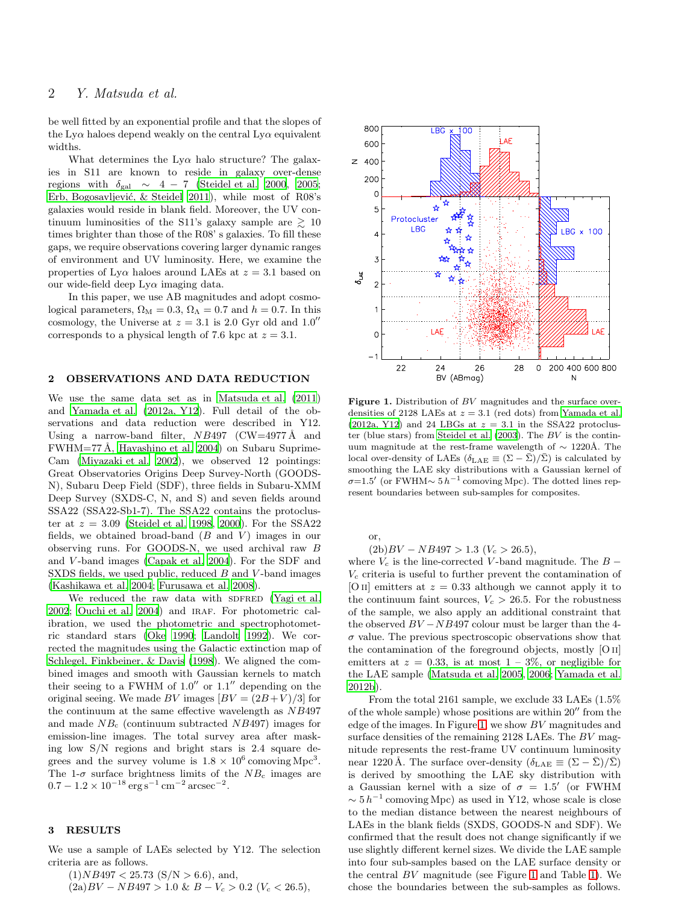be well fitted by an exponential profile and that the slopes of the Lyα haloes depend weakly on the central Lyα equivalent widths.

What determines the Lyα halo structure? The galaxies in S11 are known to reside in galaxy over-dense regions with $\delta_{\rm gal} \sim 4-7$ (Steidel et al. 2000, 2005; Erb, Bogosavljević, & Steidel 2011), while most of R08's galaxies would reside in blank field. Moreover, the UV continuum luminosities of the S11's galaxy sample are $\gtrsim 10$ times brighter than those of the R08' s galaxies. To fill these gaps, we require observations covering larger dynamic ranges of environment and UV luminosity. Here, we examine the properties of Lyα haloes around LAEs at $z = 3.1$ based on our wide-field deep Lyα imaging data.

In this paper, we use AB magnitudes and adopt cosmological parameters, $\Omega_{\rm M} = 0.3$, $\Omega_\Lambda = 0.7$ and $h = 0.7$. In this cosmology, the Universe at $z = 3.1$ is 2.0 Gyr old and $1.0''$ corresponds to a physical length of 7.6 kpc at $z = 3.1$.

## 2 OBSERVATIONS AND DATA REDUCTION

We use the same data set as in Matsuda et al. (2011) and Yamada et al. (2012a, Y12). Full detail of the observations and data reduction were described in Y12. Using a narrow-band filter, $NB497$ (CW=4977 Å and FWHM=77 Å, Hayashino et al. 2004) on Subaru Suprime-Cam (Miyazaki et al. 2002), we observed 12 pointings: Great Observatories Origins Deep Survey-North (GOODS-N), Subaru Deep Field (SDF), three fields in Subaru-XMM Deep Survey (SXDS-C, N, and S) and seven fields around SSA22 (SSA22-Sb1-7). The SSA22 contains the protocluster at $z = 3.09$ (Steidel et al. 1998, 2000). For the SSA22 fields, we obtained broad-band ($B$ and $V$) images in our observing runs. For GOODS-N, we used archival raw $B$ and $V$-band images (Capak et al. 2004). For the SDF and SXDS fields, we used public, reduced $B$ and $V$-band images (Kashikawa et al. 2004; Furusawa et al. 2008).

We reduced the raw data with SDFRED (Yagi et al. 2002; Ouchi et al. 2004) and IRAF. For photometric calibration, we used the photometric and spectrophotometric standard stars (Oke 1990; Landolt 1992). We corrected the magnitudes using the Galactic extinction map of Schlegel, Finkbeiner, & Davis (1998). We aligned the combined images and smooth with Gaussian kernels to match their seeing to a FWHM of $1.0''$ or $1.1''$ depending on the original seeing. We made $BV$ images [$BV = (2B+V)/3$] for the continuum at the same effective wavelength as $NB497$ and made $NB_{\rm c}$ (continuum subtracted $NB497$) images for emission-line images. The total survey area after masking low S/N regions and bright stars is 2.4 square degrees and the survey volume is $1.8 \times 10^6$ comoving Mpc$^3$. The 1-$\sigma$ surface brightness limits of the $NB_{\rm c}$ images are $0.7 - 1.2 \times 10^{-18}\,{\rm erg\,s^{-1}\,cm^{-2}\,arcsec^{-2}}$.

## 3 RESULTS

We use a sample of LAEs selected by Y12. The selection criteria are as follows.

(1)$NB497 < 25.73$ (S/N $> 6.6$), and,

(2a)$BV - NB497 > 1.0$ & $B - V_c > 0.2$ ($V_c < 26.5$),

or,

(2b)$BV - NB497 > 1.3$ ($V_c > 26.5$),

where $V_c$ is the line-corrected $V$-band magnitude. The $B - V_c$ criteria is useful to further prevent the contamination of [O II] emitters at $z = 0.33$ although we cannot apply it to the continuum faint sources, $V_c > 26.5$. For the robustness of the sample, we also apply an additional constraint that the observed $BV - NB497$ colour must be larger than the 4-$\sigma$ value. The previous spectroscopic observations show that the contamination of the foreground objects, mostly [O II] emitters at $z = 0.33$, is at most $1-3\%$, or negligible for the LAE sample (Matsuda et al. 2005, 2006; Yamada et al. 2012b).

From the total 2161 sample, we exclude 33 LAEs (1.5% of the whole sample) whose positions are within $20''$ from the edge of the images. In Figure 1, we show $BV$ magnitudes and surface densities of the remaining 2128 LAEs. The $BV$ magnitude represents the rest-frame UV continuum luminosity near 1220 Å. The surface over-density ($\delta_{\rm LAE} \equiv (\Sigma - \bar{\Sigma})/\bar{\Sigma}$) is derived by smoothing the LAE sky distribution with a Gaussian kernel with a size of $\sigma = 1.5'$ (or FWHM $\sim 5\,h^{-1}$ comoving Mpc) as used in Y12, whose scale is close to the median distance between the nearest neighbours of LAEs in the blank fields (SXDS, GOODS-N and SDF). We confirmed that the result does not change significantly if we use slightly different kernel sizes. We divide the LAE sample into four sub-samples based on the LAE surface density or the central $BV$ magnitude (see Figure 1 and Table 1). We chose the boundaries between the sub-samples as follows.

**Figure 1.** Distribution of $BV$ magnitudes and the surface over-densities of 2128 LAEs at $z = 3.1$ (red dots) from Yamada et al. (2012a, Y12) and 24 LBGs at $z = 3.1$ in the SSA22 protocluster (blue stars) from Steidel et al. (2003). The $BV$ is the continuum magnitude at the rest-frame wavelength of $\sim 1220$Å. The local over-density of LAEs ($\delta_{\rm LAE} \equiv (\Sigma - \bar{\Sigma})/\bar{\Sigma}$) is calculated by smoothing the LAE sky distributions with a Gaussian kernel of $\sigma$=1.5′ (or FWHM$\sim 5\,h^{-1}$ comoving Mpc). The dotted lines represent boundaries between sub-samples for composites.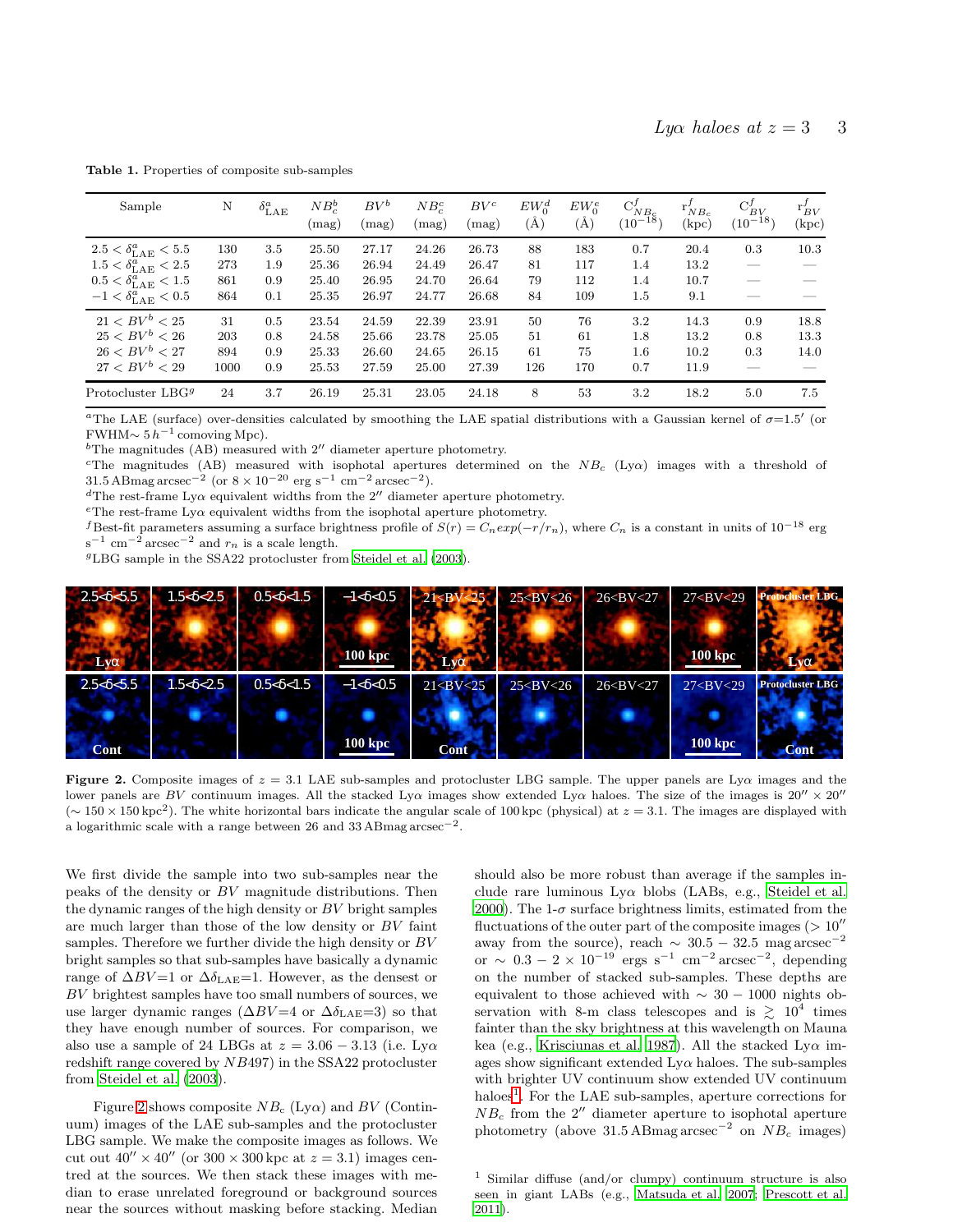**Table 1.** Properties of composite sub-samples

| Sample | N | $\delta^a_{\rm LAE}$ | $NB^b_c$ (mag) | $BV^b$ (mag) | $NB^c_c$ (mag) | $BV^c$ (mag) | $EW^d_0$ (Å) | $EW^e_0$ (Å) | $C^f_{NB_c}$ ($10^{-18}$) | $r^f_{NB_c}$ (kpc) | $C^f_{BV}$ ($10^{-18}$) | $r^f_{BV}$ (kpc) |
|---|---|---|---|---|---|---|---|---|---|---|---|---|
| $2.5 < \delta^a_{\rm LAE} < 5.5$ | 130 | 3.5 | 25.50 | 27.17 | 24.26 | 26.73 | 88 | 183 | 0.7 | 20.4 | 0.3 | 10.3 |
| $1.5 < \delta^a_{\rm LAE} < 2.5$ | 273 | 1.9 | 25.36 | 26.94 | 24.49 | 26.47 | 81 | 117 | 1.4 | 13.2 | — | — |
| $0.5 < \delta^a_{\rm LAE} < 1.5$ | 861 | 0.9 | 25.40 | 26.95 | 24.70 | 26.64 | 79 | 112 | 1.4 | 10.7 | — | — |
| $-1 < \delta^a_{\rm LAE} < 0.5$ | 864 | 0.1 | 25.35 | 26.97 | 24.77 | 26.68 | 84 | 109 | 1.5 | 9.1 | — | — |
| $21 < BV^b < 25$ | 31 | 0.5 | 23.54 | 24.59 | 22.39 | 23.91 | 50 | 76 | 3.2 | 14.3 | 0.9 | 18.8 |
| $25 < BV^b < 26$ | 203 | 0.8 | 24.58 | 25.66 | 23.78 | 25.05 | 51 | 61 | 1.8 | 13.2 | 0.8 | 13.3 |
| $26 < BV^b < 27$ | 894 | 0.9 | 25.33 | 26.60 | 24.65 | 26.15 | 61 | 75 | 1.6 | 10.2 | 0.3 | 14.0 |
| $27 < BV^b < 29$ | 1000 | 0.9 | 25.53 | 27.59 | 25.00 | 27.39 | 126 | 170 | 0.7 | 11.9 | — | — |
| Protocluster LBG$^g$ | 24 | 3.7 | 26.19 | 25.31 | 23.05 | 24.18 | 8 | 53 | 3.2 | 18.2 | 5.0 | 7.5 |

$^a$The LAE (surface) over-densities calculated by smoothing the LAE spatial distributions with a Gaussian kernel of $\sigma$=1.5′ (or FWHM∼ 5 $h^{-1}$ comoving Mpc).
$^b$The magnitudes (AB) measured with 2″ diameter aperture photometry.
$^c$The magnitudes (AB) measured with isophotal apertures determined on the $NB_c$ (Lyα) images with a threshold of 31.5 ABmag arcsec$^{-2}$ (or $8 \times 10^{-20}$ erg s$^{-1}$ cm$^{-2}$ arcsec$^{-2}$).
$^d$The rest-frame Lyα equivalent widths from the 2″ diameter aperture photometry.
$^e$The rest-frame Lyα equivalent widths from the isophotal aperture photometry.
$^f$Best-fit parameters assuming a surface brightness profile of $S(r) = C_n exp(-r/r_n)$, where $C_n$ is a constant in units of $10^{-18}$ erg s$^{-1}$ cm$^{-2}$ arcsec$^{-2}$ and $r_n$ is a scale length.
$^g$LBG sample in the SSA22 protocluster from Steidel et al. (2003).

**Figure 2.** Composite images of $z = 3.1$ LAE sub-samples and protocluster LBG sample. The upper panels are Lyα images and the lower panels are $BV$ continuum images. All the stacked Lyα images show extended Lyα haloes. The size of the images is 20″ × 20″ (∼ 150 × 150 kpc$^2$). The white horizontal bars indicate the angular scale of 100 kpc (physical) at $z = 3.1$. The images are displayed with a logarithmic scale with a range between 26 and 33 ABmag arcsec$^{-2}$.

We first divide the sample into two sub-samples near the peaks of the density or $BV$ magnitude distributions. Then the dynamic ranges of the high density or $BV$ bright samples are much larger than those of the low density or $BV$ faint samples. Therefore we further divide the high density or $BV$ bright samples so that sub-samples have basically a dynamic range of $\Delta BV$=1 or $\Delta\delta_{\rm LAE}$=1. However, as the densest or $BV$ brightest samples have too small numbers of sources, we use larger dynamic ranges ($\Delta BV$=4 or $\Delta\delta_{\rm LAE}$=3) so that they have enough number of sources. For comparison, we also use a sample of 24 LBGs at $z = 3.06-3.13$ (i.e. Lyα redshift range covered by $NB497$) in the SSA22 protocluster from Steidel et al. (2003).

Figure 2 shows composite $NB_c$ (Lyα) and $BV$ (Continuum) images of the LAE sub-samples and the protocluster LBG sample. We make the composite images as follows. We cut out 40″ × 40″ (or 300 × 300 kpc at $z = 3.1$) images centred at the sources. We then stack these images with median to erase unrelated foreground or background sources near the sources without masking before stacking. Median should also be more robust than average if the samples include rare luminous Lyα blobs (LABs, e.g., Steidel et al. 2000). The 1-$\sigma$ surface brightness limits, estimated from the fluctuations of the outer part of the composite images (> 10″ away from the source), reach ∼ 30.5 − 32.5 mag arcsec$^{-2}$ or ∼ 0.3 − 2 × $10^{-19}$ ergs s$^{-1}$ cm$^{-2}$ arcsec$^{-2}$, depending on the number of stacked sub-samples. These depths are equivalent to those achieved with ∼ 30 − 1000 nights observation with 8-m class telescopes and is $\gtrsim 10^4$ times fainter than the sky brightness at this wavelength on Mauna kea (e.g., Krisciunas et al. 1987). All the stacked Lyα images show significant extended Lyα haloes. The sub-samples with brighter UV continuum show extended UV continuum haloes[1]. For the LAE sub-samples, aperture corrections for $NB_c$ from the 2″ diameter aperture to isophotal aperture photometry (above 31.5 ABmag arcsec$^{-2}$ on $NB_c$ images)

[1] Similar diffuse (and/or clumpy) continuum structure is also seen in giant LABs (e.g., Matsuda et al. 2007; Prescott et al. 2011).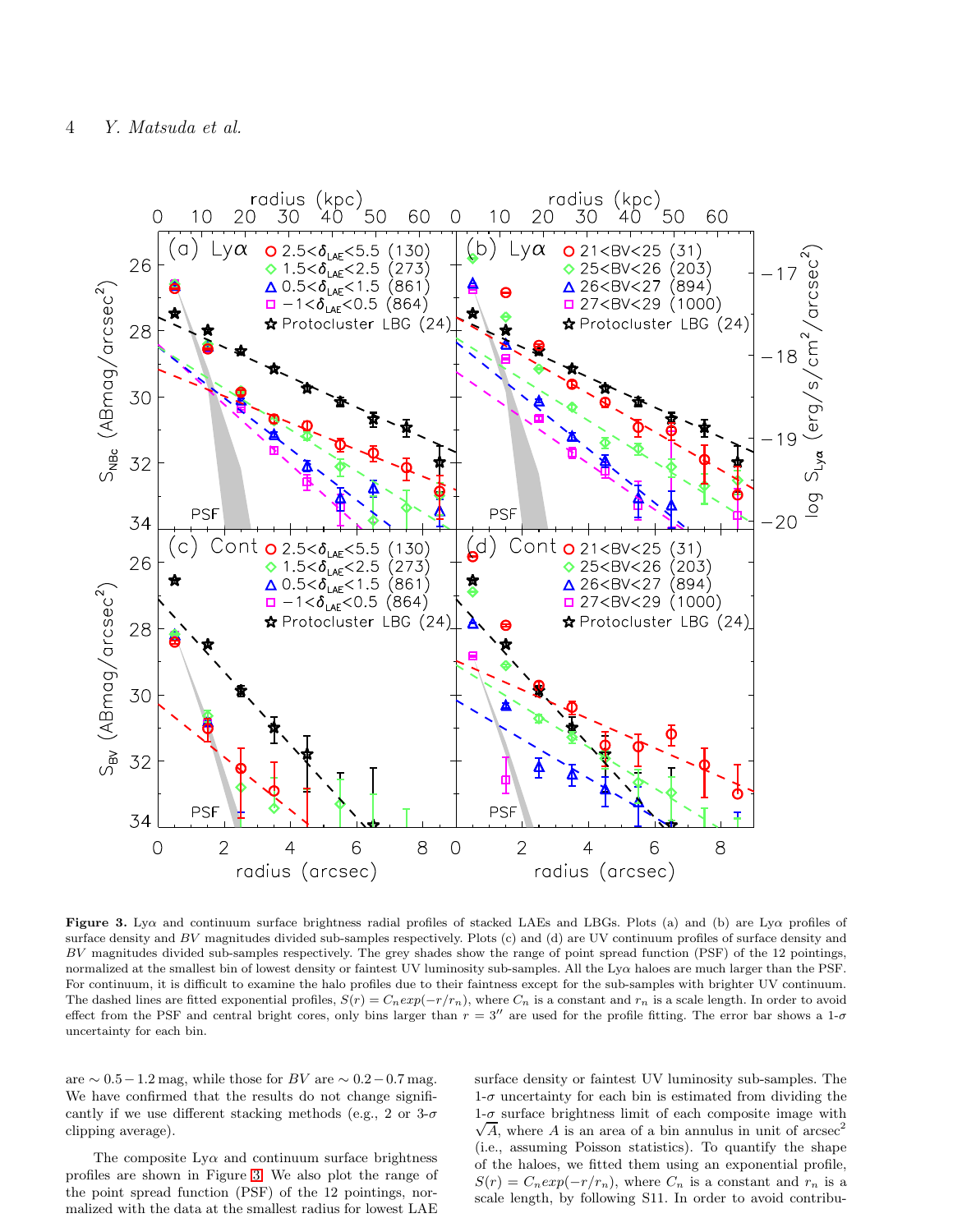**Figure 3.** Ly$\alpha$ and continuum surface brightness radial profiles of stacked LAEs and LBGs. Plots (a) and (b) are Ly$\alpha$ profiles of surface density and $BV$ magnitudes divided sub-samples respectively. Plots (c) and (d) are UV continuum profiles of surface density and $BV$ magnitudes divided sub-samples respectively. The grey shades show the range of point spread function (PSF) of the 12 pointings, normalized at the smallest bin of lowest density or faintest UV luminosity sub-samples. All the Ly$\alpha$ haloes are much larger than the PSF. For continuum, it is difficult to examine the halo profiles due to their faintness except for the sub-samples with brighter UV continuum. The dashed lines are fitted exponential profiles, $S(r) = C_n exp(-r/r_n)$, where $C_n$ is a constant and $r_n$ is a scale length. In order to avoid effect from the PSF and central bright cores, only bins larger than $r = 3''$ are used for the profile fitting. The error bar shows a 1-$\sigma$ uncertainty for each bin.

are $\sim 0.5 - 1.2$ mag, while those for $BV$ are $\sim 0.2 - 0.7$ mag. We have confirmed that the results do not change significantly if we use different stacking methods (e.g., 2 or 3-$\sigma$ clipping average).

The composite Ly$\alpha$ and continuum surface brightness profiles are shown in Figure 3. We also plot the range of the point spread function (PSF) of the 12 pointings, normalized with the data at the smallest radius for lowest LAE surface density or faintest UV luminosity sub-samples. The 1-$\sigma$ uncertainty for each bin is estimated from dividing the 1-$\sigma$ surface brightness limit of each composite image with $\sqrt{A}$, where $A$ is an area of a bin annulus in unit of arcsec$^2$ (i.e., assuming Poisson statistics). To quantify the shape of the haloes, we fitted them using an exponential profile, $S(r) = C_n exp(-r/r_n)$, where $C_n$ is a constant and $r_n$ is a scale length, by following S11. In order to avoid contribu-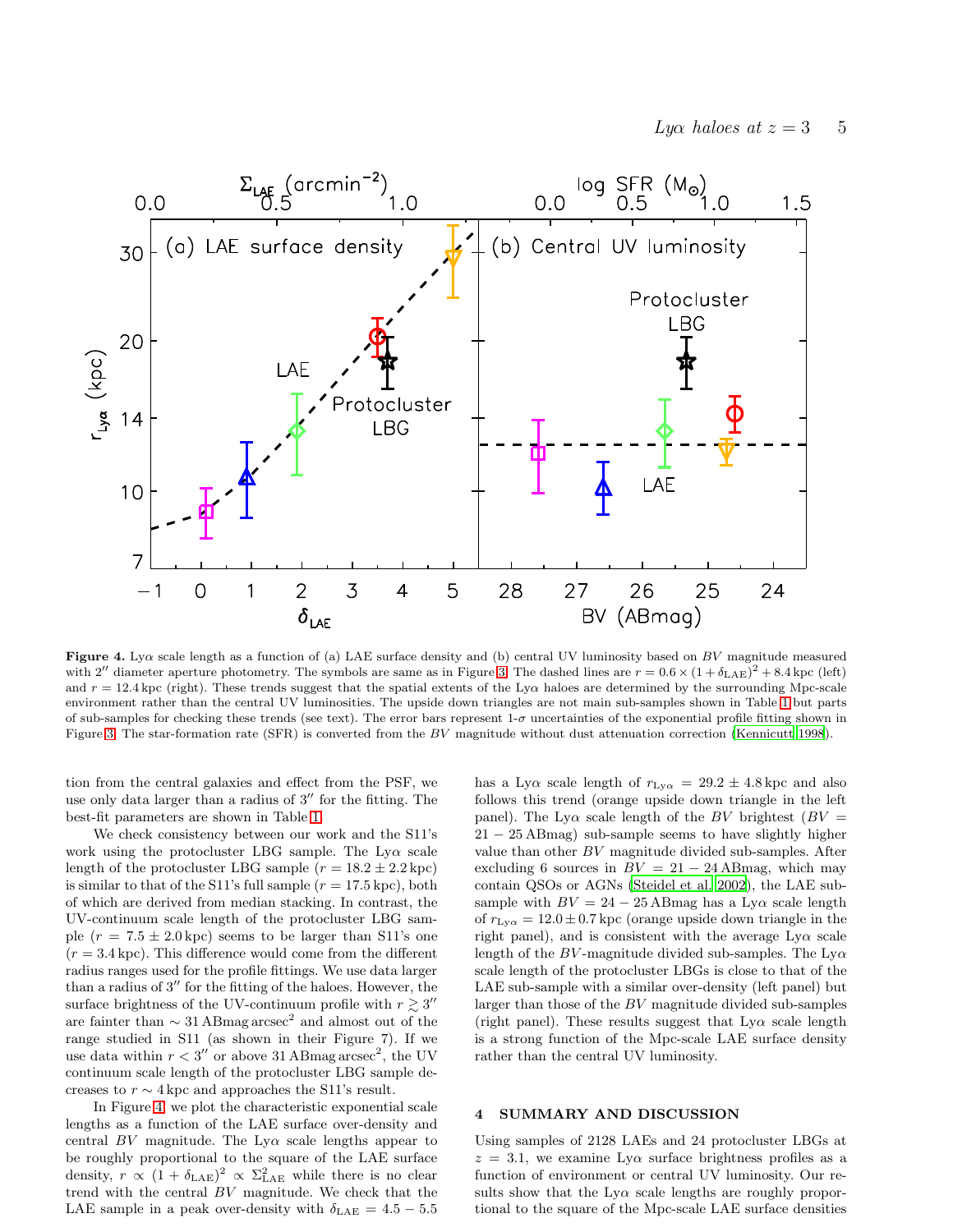**Figure 4.** Ly$\alpha$ scale length as a function of (a) LAE surface density and (b) central UV luminosity based on $BV$ magnitude measured with $2''$ diameter aperture photometry. The symbols are same as in Figure 3. The dashed lines are $r = 0.6 \times (1+\delta_{\rm LAE})^2 + 8.4\,{\rm kpc}$ (left) and $r = 12.4\,{\rm kpc}$ (right). These trends suggest that the spatial extents of the Ly$\alpha$ haloes are determined by the surrounding Mpc-scale environment rather than the central UV luminosities. The upside down triangles are not main sub-samples shown in Table 1 but parts of sub-samples for checking these trends (see text). The error bars represent 1-$\sigma$ uncertainties of the exponential profile fitting shown in Figure 3. The star-formation rate (SFR) is converted from the $BV$ magnitude without dust attenuation correction (Kennicutt 1998).

tion from the central galaxies and effect from the PSF, we use only data larger than a radius of $3''$ for the fitting. The best-fit parameters are shown in Table 1.

We check consistency between our work and the S11's work using the protocluster LBG sample. The Ly$\alpha$ scale length of the protocluster LBG sample ($r = 18.2 \pm 2.2\,{\rm kpc}$) is similar to that of the S11's full sample ($r = 17.5\,{\rm kpc}$), both of which are derived from median stacking. In contrast, the UV-continuum scale length of the protocluster LBG sample ($r = 7.5 \pm 2.0\,{\rm kpc}$) seems to be larger than S11's one ($r = 3.4\,{\rm kpc}$). This difference would come from the different radius ranges used for the profile fittings. We use data larger than a radius of $3''$ for the fitting of the haloes. However, the surface brightness of the UV-continuum profile with $r \gtrsim 3''$ are fainter than $\sim 31\,{\rm ABmag\,arcsec^2}$ and almost out of the range studied in S11 (as shown in their Figure 7). If we use data within $r < 3''$ or above $31\,{\rm ABmag\,arcsec^2}$, the UV continuum scale length of the protocluster LBG sample decreases to $r \sim 4\,{\rm kpc}$ and approaches the S11's result.

In Figure 4, we plot the characteristic exponential scale lengths as a function of the LAE surface over-density and central $BV$ magnitude. The Ly$\alpha$ scale lengths appear to be roughly proportional to the square of the LAE surface density, $r \propto (1+\delta_{\rm LAE})^2 \propto \Sigma_{\rm LAE}^2$ while there is no clear trend with the central $BV$ magnitude. We check that the LAE sample in a peak over-density with $\delta_{\rm LAE} = 4.5 - 5.5$ has a Ly$\alpha$ scale length of $r_{\rm Ly\alpha} = 29.2 \pm 4.8\,{\rm kpc}$ and also follows this trend (orange upside down triangle in the left panel). The Ly$\alpha$ scale length of the $BV$ brightest ($BV = 21 - 25\,{\rm ABmag}$) sub-sample seems to have slightly higher value than other $BV$ magnitude divided sub-samples. After excluding 6 sources in $BV = 21 - 24\,{\rm ABmag}$, which may contain QSOs or AGNs (Steidel et al. 2002), the LAE sub-sample with $BV = 24 - 25\,{\rm ABmag}$ has a Ly$\alpha$ scale length of $r_{\rm Ly\alpha} = 12.0 \pm 0.7\,{\rm kpc}$ (orange upside down triangle in the right panel), and is consistent with the average Ly$\alpha$ scale length of the $BV$-magnitude divided sub-samples. The Ly$\alpha$ scale length of the protocluster LBGs is close to that of the LAE sub-sample with a similar over-density (left panel) but larger than those of the $BV$ magnitude divided sub-samples (right panel). These results suggest that Ly$\alpha$ scale length is a strong function of the Mpc-scale LAE surface density rather than the central UV luminosity.

## 4 SUMMARY AND DISCUSSION

Using samples of 2128 LAEs and 24 protocluster LBGs at $z = 3.1$, we examine Ly$\alpha$ surface brightness profiles as a function of environment or central UV luminosity. Our results show that the Ly$\alpha$ scale lengths are roughly proportional to the square of the Mpc-scale LAE surface densities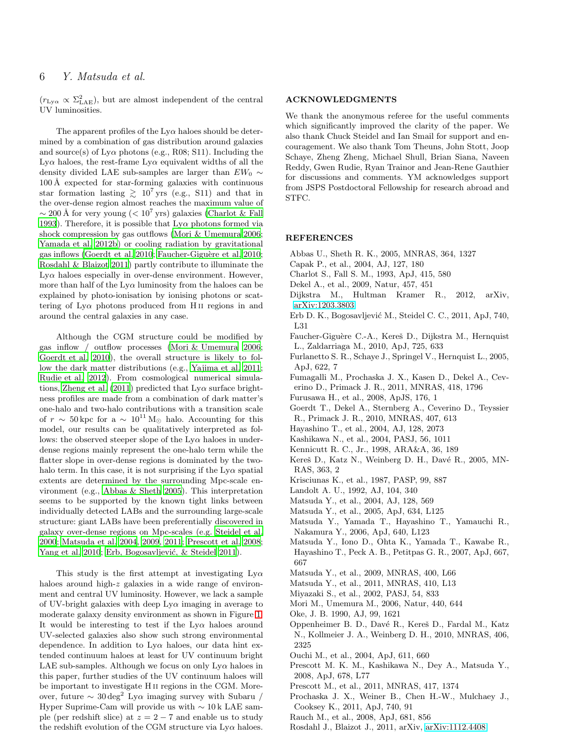($r_{\rm Ly\alpha} \propto \Sigma_{\rm LAE}^2$), but are almost independent of the central UV luminosities.

The apparent profiles of the Ly$\alpha$ haloes should be determined by a combination of gas distribution around galaxies and source(s) of Ly$\alpha$ photons (e.g., R08; S11). Including the Ly$\alpha$ haloes, the rest-frame Ly$\alpha$ equivalent widths of all the density divided LAE sub-samples are larger than $EW_0 \sim 100$ Å expected for star-forming galaxies with continuous star formation lasting $\gtrsim 10^7$ yrs (e.g., S11) and that in the over-dense region almost reaches the maximum value of $\sim 200$ Å for very young ($< 10^7$ yrs) galaxies (Charlot & Fall 1993). Therefore, it is possible that Ly$\alpha$ photons formed via shock compression by gas outflows (Mori & Umemura 2006; Yamada et al. 2012b) or cooling radiation by gravitational gas inflows (Goerdt et al. 2010; Faucher-Giguère et al. 2010; Rosdahl & Blaizot 2011) partly contribute to illuminate the Ly$\alpha$ haloes especially in over-dense environment. However, more than half of the Ly$\alpha$ luminosity from the haloes can be explained by photo-ionisation by ionising photons or scattering of Ly$\alpha$ photons produced from H II regions in and around the central galaxies in any case.

Although the CGM structure could be modified by gas inflow / outflow processes (Mori & Umemura 2006; Goerdt et al. 2010), the overall structure is likely to follow the dark matter distributions (e.g., Yajima et al. 2011; Rudie et al. 2012). From cosmological numerical simulations, Zheng et al. (2011) predicted that Ly$\alpha$ surface brightness profiles are made from a combination of dark matter's one-halo and two-halo contributions with a transition scale of $r \sim 50$ kpc for a $\sim 10^{11}$ M$_\odot$ halo. Accounting for this model, our results can be qualitatively interpreted as follows: the observed steeper slope of the Ly$\alpha$ haloes in under-dense regions mainly represent the one-halo term while the flatter slope in over-dense regions is dominated by the two-halo term. In this case, it is not surprising if the Ly$\alpha$ spatial extents are determined by the surrounding Mpc-scale environment (e.g., Abbas & Sheth 2005). This interpretation seems to be supported by the known tight links between individually detected LABs and the surrounding large-scale structure: giant LABs have been preferentially discovered in galaxy over-dense regions on Mpc-scales (e.g. Steidel et al. 2000; Matsuda et al. 2004, 2009, 2011; Prescott et al. 2008; Yang et al. 2010; Erb, Bogosavljević, & Steidel 2011).

This study is the first attempt at investigating Ly$\alpha$ haloes around high-$z$ galaxies in a wide range of environment and central UV luminosity. However, we lack a sample of UV-bright galaxies with deep Ly$\alpha$ imaging in average to moderate galaxy density environment as shown in Figure 1. It would be interesting to test if the Ly$\alpha$ haloes around UV-selected galaxies also show such strong environmental dependence. In addition to Ly$\alpha$ haloes, our data hint extended continuum haloes at least for UV continuum bright LAE sub-samples. Although we focus on only Ly$\alpha$ haloes in this paper, further studies of the UV continuum haloes will be important to investigate H II regions in the CGM. Moreover, future $\sim 30\,\mathrm{deg}^2$ Ly$\alpha$ imaging survey with Subaru / Hyper Suprime-Cam will provide us with $\sim 10$ k LAE sample (per redshift slice) at $z = 2-7$ and enable us to study the redshift evolution of the CGM structure via Ly$\alpha$ haloes.

## ACKNOWLEDGMENTS

We thank the anonymous referee for the useful comments which significantly improved the clarity of the paper. We also thank Chuck Steidel and Ian Smail for support and encouragement. We also thank Tom Theuns, John Stott, Joop Schaye, Zheng Zheng, Michael Shull, Brian Siana, Naveen Reddy, Gwen Rudie, Ryan Trainor and Jean-Rene Gauthier for discussions and comments. YM acknowledges support from JSPS Postdoctoral Fellowship for research abroad and STFC.

## REFERENCES

Abbas U., Sheth R. K., 2005, MNRAS, 364, 1327
Capak P., et al., 2004, AJ, 127, 180
Charlot S., Fall S. M., 1993, ApJ, 415, 580
Dekel A., et al., 2009, Natur, 457, 451
Dijkstra M., Hultman Kramer R., 2012, arXiv, arXiv:1203.3803
Erb D. K., Bogosavljević M., Steidel C. C., 2011, ApJ, 740, L31
Faucher-Giguère C.-A., Kereš D., Dijkstra M., Hernquist L., Zaldarriaga M., 2010, ApJ, 725, 633
Furlanetto S. R., Schaye J., Springel V., Hernquist L., 2005, ApJ, 622, 7
Fumagalli M., Prochaska J. X., Kasen D., Dekel A., Ceverino D., Primack J. R., 2011, MNRAS, 418, 1796
Furusawa H., et al., 2008, ApJS, 176, 1
Goerdt T., Dekel A., Sternberg A., Ceverino D., Teyssier R., Primack J. R., 2010, MNRAS, 407, 613
Hayashino T., et al., 2004, AJ, 128, 2073
Kashikawa N., et al., 2004, PASJ, 56, 1011
Kennicutt R. C., Jr., 1998, ARA&A, 36, 189
Kereš D., Katz N., Weinberg D. H., Davé R., 2005, MNRAS, 363, 2
Krisciunas K., et al., 1987, PASP, 99, 887
Landolt A. U., 1992, AJ, 104, 340
Matsuda Y., et al., 2004, AJ, 128, 569
Matsuda Y., et al., 2005, ApJ, 634, L125
Matsuda Y., Yamada T., Hayashino T., Yamauchi R., Nakamura Y., 2006, ApJ, 640, L123
Matsuda Y., Iono D., Ohta K., Yamada T., Kawabe R., Hayashino T., Peck A. B., Petitpas G. R., 2007, ApJ, 667, 667
Matsuda Y., et al., 2009, MNRAS, 400, L66
Matsuda Y., et al., 2011, MNRAS, 410, L13
Miyazaki S., et al., 2002, PASJ, 54, 833
Mori M., Umemura M., 2006, Natur, 440, 644
Oke, J. B. 1990, AJ, 99, 1621
Oppenheimer B. D., Davé R., Kereš D., Fardal M., Katz N., Kollmeier J. A., Weinberg D. H., 2010, MNRAS, 406, 2325
Ouchi M., et al., 2004, ApJ, 611, 660
Prescott M. K. M., Kashikawa N., Dey A., Matsuda Y., 2008, ApJ, 678, L77
Prescott M., et al., 2011, MNRAS, 417, 1374
Prochaska J. X., Weiner B., Chen H.-W., Mulchaey J., Cooksey K., 2011, ApJ, 740, 91
Rauch M., et al., 2008, ApJ, 681, 856
Rosdahl J., Blaizot J., 2011, arXiv, arXiv:1112.4408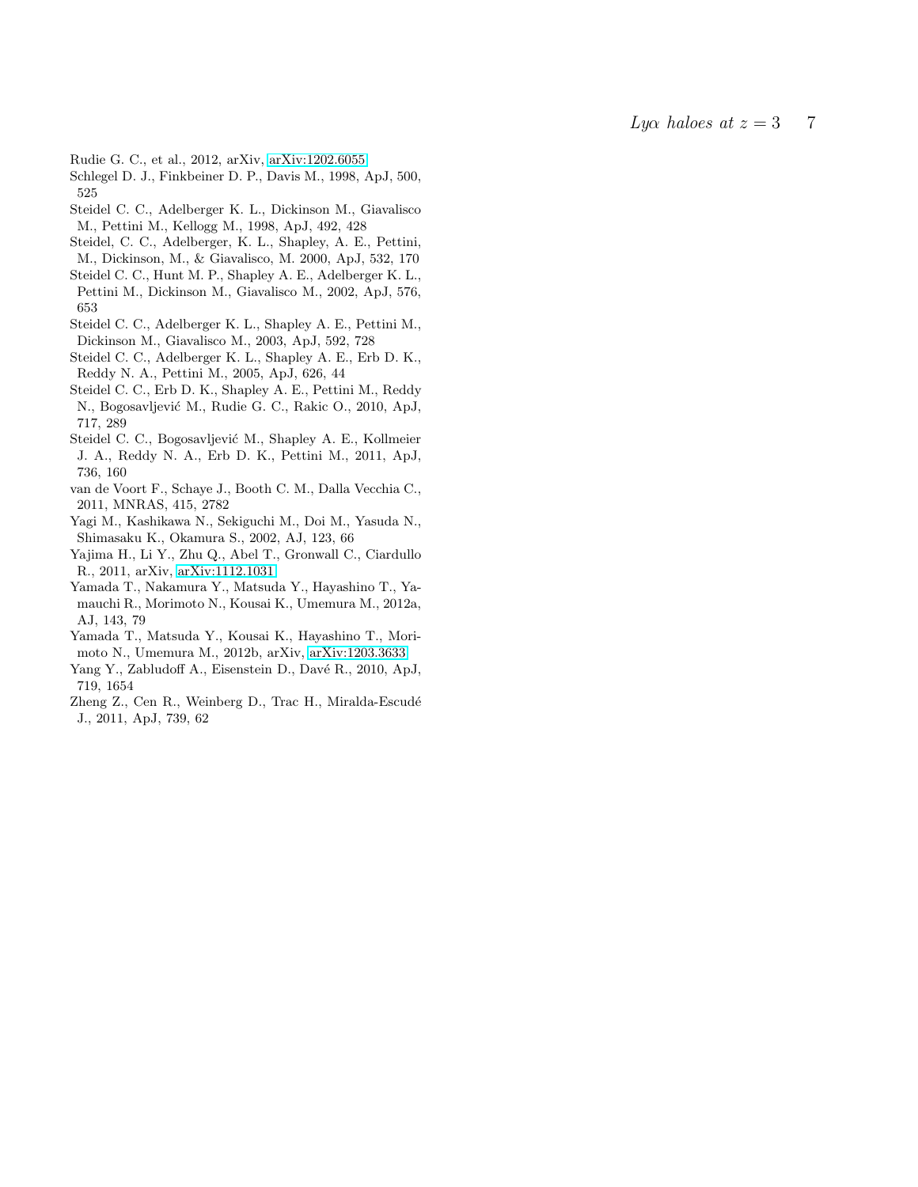Rudie G. C., et al., 2012, arXiv, arXiv:1202.6055

Schlegel D. J., Finkbeiner D. P., Davis M., 1998, ApJ, 500, 525

Steidel C. C., Adelberger K. L., Dickinson M., Giavalisco M., Pettini M., Kellogg M., 1998, ApJ, 492, 428

Steidel, C. C., Adelberger, K. L., Shapley, A. E., Pettini, M., Dickinson, M., & Giavalisco, M. 2000, ApJ, 532, 170

Steidel C. C., Hunt M. P., Shapley A. E., Adelberger K. L., Pettini M., Dickinson M., Giavalisco M., 2002, ApJ, 576, 653

Steidel C. C., Adelberger K. L., Shapley A. E., Pettini M., Dickinson M., Giavalisco M., 2003, ApJ, 592, 728

Steidel C. C., Adelberger K. L., Shapley A. E., Erb D. K., Reddy N. A., Pettini M., 2005, ApJ, 626, 44

Steidel C. C., Erb D. K., Shapley A. E., Pettini M., Reddy N., Bogosavljević M., Rudie G. C., Rakic O., 2010, ApJ, 717, 289

Steidel C. C., Bogosavljević M., Shapley A. E., Kollmeier J. A., Reddy N. A., Erb D. K., Pettini M., 2011, ApJ, 736, 160

van de Voort F., Schaye J., Booth C. M., Dalla Vecchia C., 2011, MNRAS, 415, 2782

Yagi M., Kashikawa N., Sekiguchi M., Doi M., Yasuda N., Shimasaku K., Okamura S., 2002, AJ, 123, 66

Yajima H., Li Y., Zhu Q., Abel T., Gronwall C., Ciardullo R., 2011, arXiv, arXiv:1112.1031

Yamada T., Nakamura Y., Matsuda Y., Hayashino T., Yamauchi R., Morimoto N., Kousai K., Umemura M., 2012a, AJ, 143, 79

Yamada T., Matsuda Y., Kousai K., Hayashino T., Morimoto N., Umemura M., 2012b, arXiv, arXiv:1203.3633

Yang Y., Zabludoff A., Eisenstein D., Davé R., 2010, ApJ, 719, 1654

Zheng Z., Cen R., Weinberg D., Trac H., Miralda-Escudé J., 2011, ApJ, 739, 62